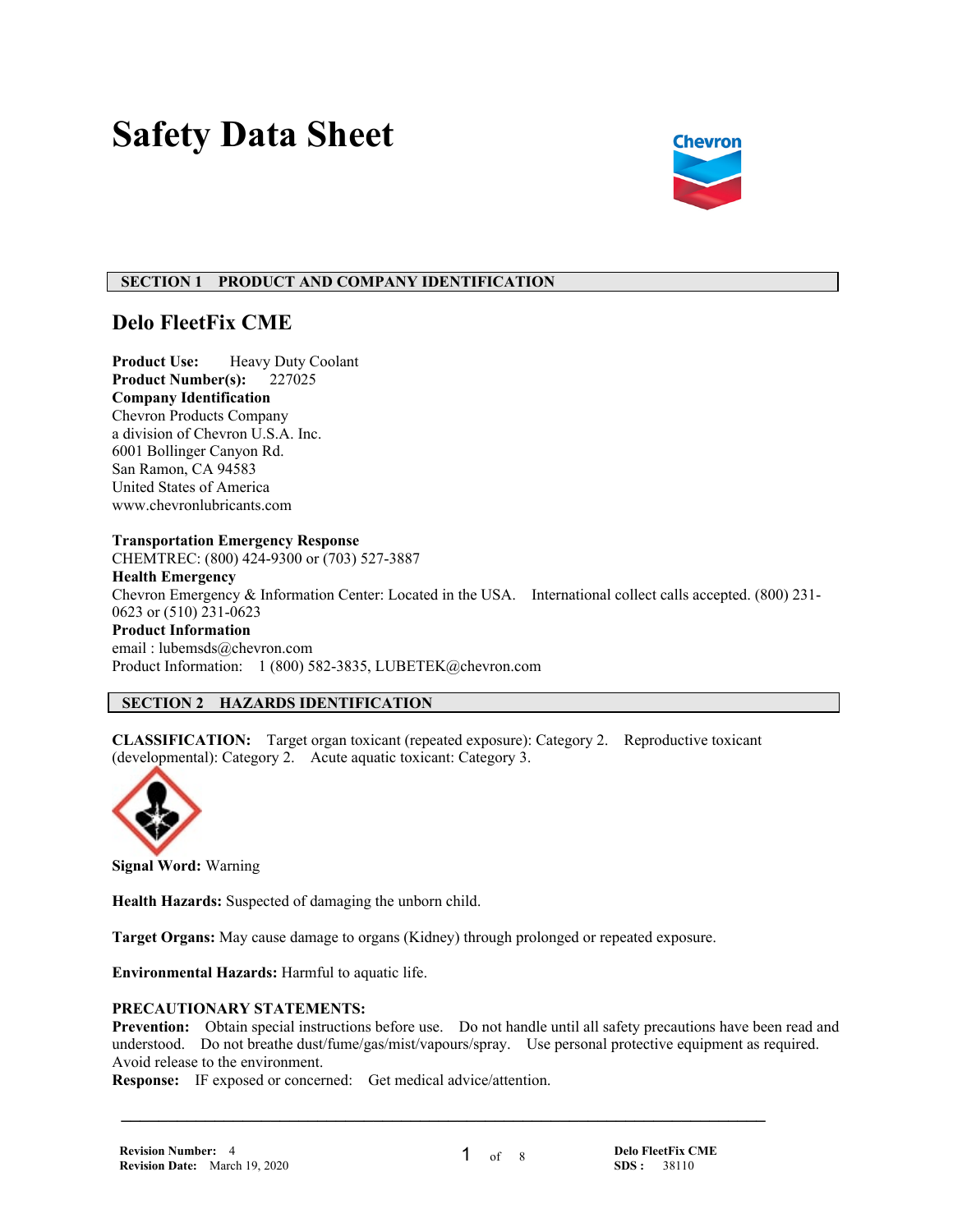# Safety Data Sheet

## SECTION 1 PRODUCT AND COMPANY IDENTIFICATION

### Delo FleetFix CME

**Product Use:** Heavy Duty Coolant
**Product Number(s):** 227025
**Company Identification**
Chevron Products Company
a division of Chevron U.S.A. Inc.
6001 Bollinger Canyon Rd.
San Ramon, CA 94583
United States of America
www.chevronlubricants.com

**Transportation Emergency Response**
CHEMTREC: (800) 424-9300 or (703) 527-3887
**Health Emergency**
Chevron Emergency & Information Center: Located in the USA. International collect calls accepted. (800) 231-0623 or (510) 231-0623
**Product Information**
email : lubemsds@chevron.com
Product Information: 1 (800) 582-3835, LUBETEK@chevron.com

## SECTION 2 HAZARDS IDENTIFICATION

**CLASSIFICATION:** Target organ toxicant (repeated exposure): Category 2. Reproductive toxicant (developmental): Category 2. Acute aquatic toxicant: Category 3.

**Signal Word:** Warning

**Health Hazards:** Suspected of damaging the unborn child.

**Target Organs:** May cause damage to organs (Kidney) through prolonged or repeated exposure.

**Environmental Hazards:** Harmful to aquatic life.

**PRECAUTIONARY STATEMENTS:**
**Prevention:** Obtain special instructions before use. Do not handle until all safety precautions have been read and understood. Do not breathe dust/fume/gas/mist/vapours/spray. Use personal protective equipment as required. Avoid release to the environment.
**Response:** IF exposed or concerned: Get medical advice/attention.

**Revision Number:** 4
**Revision Date:** March 19, 2020

**Delo FleetFix CME**
**SDS :** 38110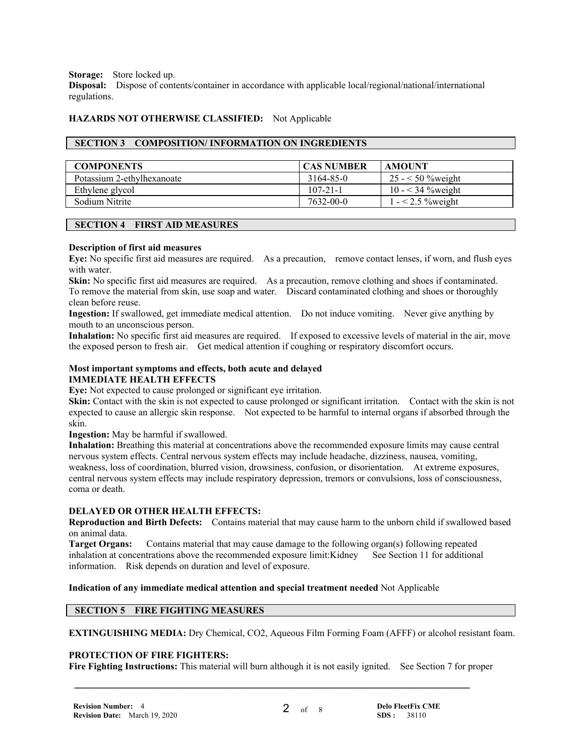**Storage:** Store locked up.
**Disposal:** Dispose of contents/container in accordance with applicable local/regional/national/international regulations.

**HAZARDS NOT OTHERWISE CLASSIFIED:** Not Applicable

## SECTION 3 COMPOSITION/ INFORMATION ON INGREDIENTS

| COMPONENTS | CAS NUMBER | AMOUNT |
|---|---|---|
| Potassium 2-ethylhexanoate | 3164-85-0 | 25 - < 50 %weight |
| Ethylene glycol | 107-21-1 | 10 - < 34 %weight |
| Sodium Nitrite | 7632-00-0 | 1 - < 2.5 %weight |

## SECTION 4 FIRST AID MEASURES

**Description of first aid measures**

**Eye:** No specific first aid measures are required. As a precaution, remove contact lenses, if worn, and flush eyes with water.

**Skin:** No specific first aid measures are required. As a precaution, remove clothing and shoes if contaminated. To remove the material from skin, use soap and water. Discard contaminated clothing and shoes or thoroughly clean before reuse.

**Ingestion:** If swallowed, get immediate medical attention. Do not induce vomiting. Never give anything by mouth to an unconscious person.

**Inhalation:** No specific first aid measures are required. If exposed to excessive levels of material in the air, move the exposed person to fresh air. Get medical attention if coughing or respiratory discomfort occurs.

**Most important symptoms and effects, both acute and delayed**
**IMMEDIATE HEALTH EFFECTS**

**Eye:** Not expected to cause prolonged or significant eye irritation.

**Skin:** Contact with the skin is not expected to cause prolonged or significant irritation. Contact with the skin is not expected to cause an allergic skin response. Not expected to be harmful to internal organs if absorbed through the skin.

**Ingestion:** May be harmful if swallowed.

**Inhalation:** Breathing this material at concentrations above the recommended exposure limits may cause central nervous system effects. Central nervous system effects may include headache, dizziness, nausea, vomiting, weakness, loss of coordination, blurred vision, drowsiness, confusion, or disorientation. At extreme exposures, central nervous system effects may include respiratory depression, tremors or convulsions, loss of consciousness, coma or death.

**DELAYED OR OTHER HEALTH EFFECTS:**

**Reproduction and Birth Defects:** Contains material that may cause harm to the unborn child if swallowed based on animal data.

**Target Organs:** Contains material that may cause damage to the following organ(s) following repeated inhalation at concentrations above the recommended exposure limit:Kidney See Section 11 for additional information. Risk depends on duration and level of exposure.

**Indication of any immediate medical attention and special treatment needed** Not Applicable

## SECTION 5 FIRE FIGHTING MEASURES

**EXTINGUISHING MEDIA:** Dry Chemical, $CO_2$, Aqueous Film Forming Foam (AFFF) or alcohol resistant foam.

**PROTECTION OF FIRE FIGHTERS:**

**Fire Fighting Instructions:** This material will burn although it is not easily ignited. See Section 7 for proper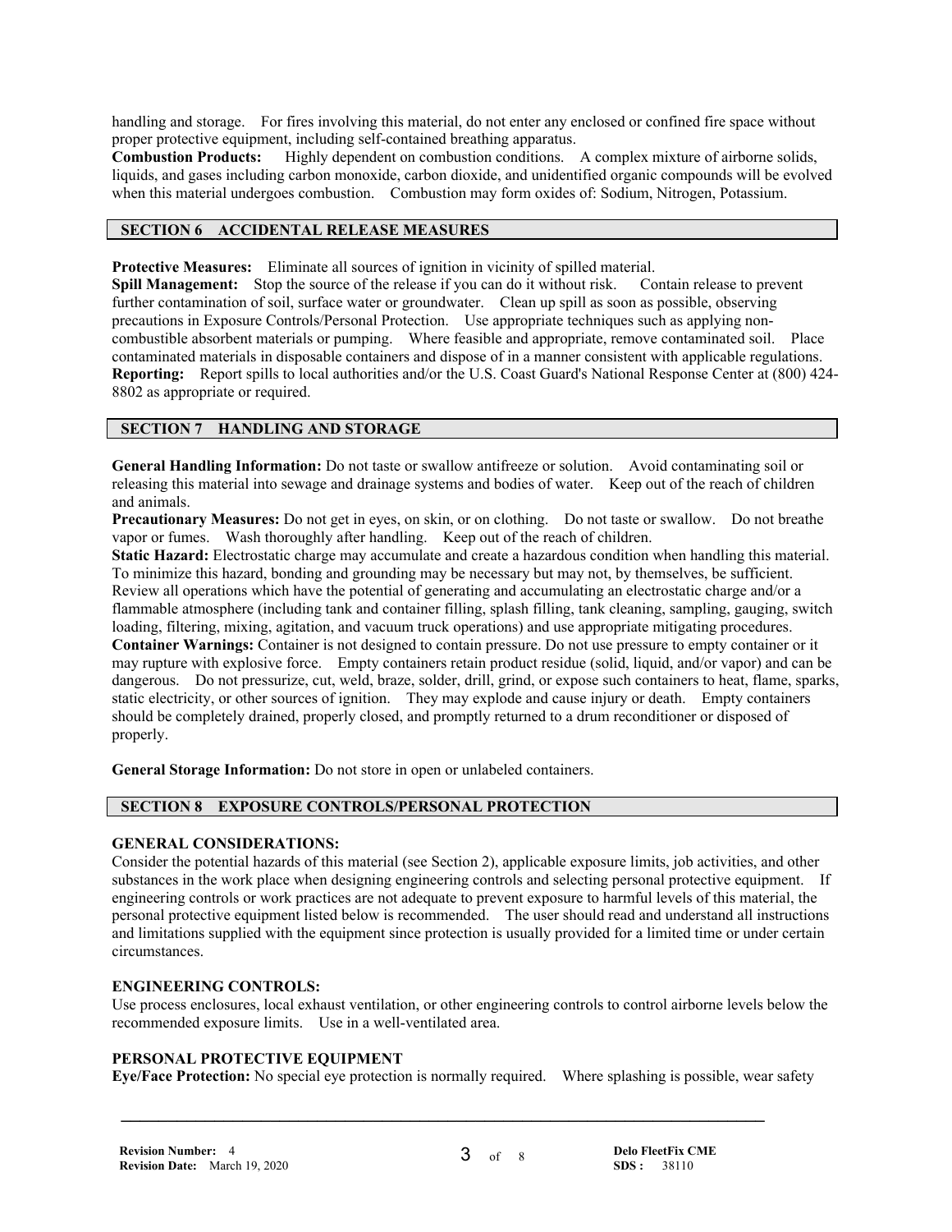handling and storage. For fires involving this material, do not enter any enclosed or confined fire space without proper protective equipment, including self-contained breathing apparatus.

**Combustion Products:** Highly dependent on combustion conditions. A complex mixture of airborne solids, liquids, and gases including carbon monoxide, carbon dioxide, and unidentified organic compounds will be evolved when this material undergoes combustion. Combustion may form oxides of: Sodium, Nitrogen, Potassium.

## SECTION 6 ACCIDENTAL RELEASE MEASURES

**Protective Measures:** Eliminate all sources of ignition in vicinity of spilled material.

**Spill Management:** Stop the source of the release if you can do it without risk. Contain release to prevent further contamination of soil, surface water or groundwater. Clean up spill as soon as possible, observing precautions in Exposure Controls/Personal Protection. Use appropriate techniques such as applying non-combustible absorbent materials or pumping. Where feasible and appropriate, remove contaminated soil. Place contaminated materials in disposable containers and dispose of in a manner consistent with applicable regulations.

**Reporting:** Report spills to local authorities and/or the U.S. Coast Guard's National Response Center at (800) 424-8802 as appropriate or required.

## SECTION 7 HANDLING AND STORAGE

**General Handling Information:** Do not taste or swallow antifreeze or solution. Avoid contaminating soil or releasing this material into sewage and drainage systems and bodies of water. Keep out of the reach of children and animals.

**Precautionary Measures:** Do not get in eyes, on skin, or on clothing. Do not taste or swallow. Do not breathe vapor or fumes. Wash thoroughly after handling. Keep out of the reach of children.

**Static Hazard:** Electrostatic charge may accumulate and create a hazardous condition when handling this material. To minimize this hazard, bonding and grounding may be necessary but may not, by themselves, be sufficient. Review all operations which have the potential of generating and accumulating an electrostatic charge and/or a flammable atmosphere (including tank and container filling, splash filling, tank cleaning, sampling, gauging, switch loading, filtering, mixing, agitation, and vacuum truck operations) and use appropriate mitigating procedures.

**Container Warnings:** Container is not designed to contain pressure. Do not use pressure to empty container or it may rupture with explosive force. Empty containers retain product residue (solid, liquid, and/or vapor) and can be dangerous. Do not pressurize, cut, weld, braze, solder, drill, grind, or expose such containers to heat, flame, sparks, static electricity, or other sources of ignition. They may explode and cause injury or death. Empty containers should be completely drained, properly closed, and promptly returned to a drum reconditioner or disposed of properly.

**General Storage Information:** Do not store in open or unlabeled containers.

## SECTION 8 EXPOSURE CONTROLS/PERSONAL PROTECTION

### GENERAL CONSIDERATIONS:

Consider the potential hazards of this material (see Section 2), applicable exposure limits, job activities, and other substances in the work place when designing engineering controls and selecting personal protective equipment. If engineering controls or work practices are not adequate to prevent exposure to harmful levels of this material, the personal protective equipment listed below is recommended. The user should read and understand all instructions and limitations supplied with the equipment since protection is usually provided for a limited time or under certain circumstances.

### ENGINEERING CONTROLS:

Use process enclosures, local exhaust ventilation, or other engineering controls to control airborne levels below the recommended exposure limits. Use in a well-ventilated area.

### PERSONAL PROTECTIVE EQUIPMENT

**Eye/Face Protection:** No special eye protection is normally required. Where splashing is possible, wear safety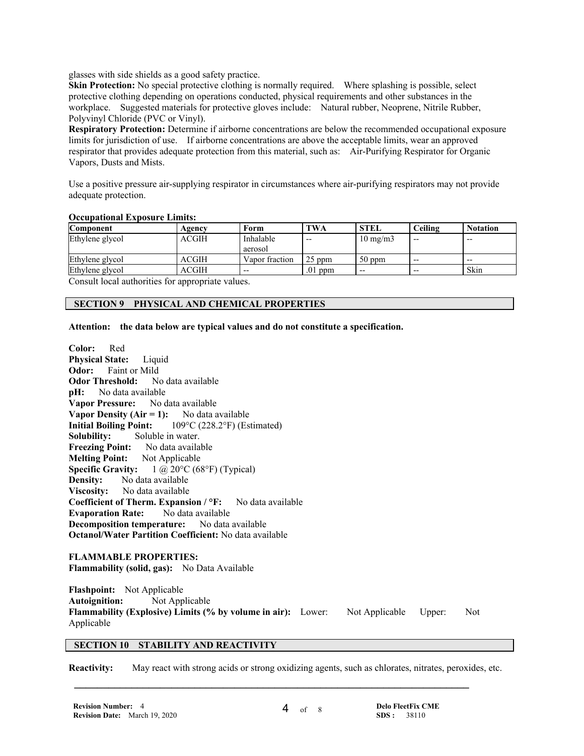glasses with side shields as a good safety practice.

**Skin Protection:** No special protective clothing is normally required. Where splashing is possible, select protective clothing depending on operations conducted, physical requirements and other substances in the workplace. Suggested materials for protective gloves include: Natural rubber, Neoprene, Nitrile Rubber, Polyvinyl Chloride (PVC or Vinyl).

**Respiratory Protection:** Determine if airborne concentrations are below the recommended occupational exposure limits for jurisdiction of use. If airborne concentrations are above the acceptable limits, wear an approved respirator that provides adequate protection from this material, such as: Air-Purifying Respirator for Organic Vapors, Dusts and Mists.

Use a positive pressure air-supplying respirator in circumstances where air-purifying respirators may not provide adequate protection.

**Occupational Exposure Limits:**

| Component | Agency | Form | TWA | STEL | Ceiling | Notation |
|---|---|---|---|---|---|---|
| Ethylene glycol | ACGIH | Inhalable aerosol | -- | 10 mg/m3 | -- | -- |
| Ethylene glycol | ACGIH | Vapor fraction | 25 ppm | 50 ppm | -- | -- |
| Ethylene glycol | ACGIH | -- | .01 ppm | -- | -- | Skin |

Consult local authorities for appropriate values.

## SECTION 9 PHYSICAL AND CHEMICAL PROPERTIES

**Attention: the data below are typical values and do not constitute a specification.**

**Color:** Red
**Physical State:** Liquid
**Odor:** Faint or Mild
**Odor Threshold:** No data available
**pH:** No data available
**Vapor Pressure:** No data available
**Vapor Density (Air = 1):** No data available
**Initial Boiling Point:** 109°C (228.2°F) (Estimated)
**Solubility:** Soluble in water.
**Freezing Point:** No data available
**Melting Point:** Not Applicable
**Specific Gravity:** 1 @ 20°C (68°F) (Typical)
**Density:** No data available
**Viscosity:** No data available
**Coefficient of Therm. Expansion / °F:** No data available
**Evaporation Rate:** No data available
**Decomposition temperature:** No data available
**Octanol/Water Partition Coefficient:** No data available

**FLAMMABLE PROPERTIES:**
**Flammability (solid, gas):** No Data Available

**Flashpoint:** Not Applicable
**Autoignition:** Not Applicable
**Flammability (Explosive) Limits (% by volume in air):** Lower: Not Applicable Upper: Not Applicable

## SECTION 10 STABILITY AND REACTIVITY

**Reactivity:** May react with strong acids or strong oxidizing agents, such as chlorates, nitrates, peroxides, etc.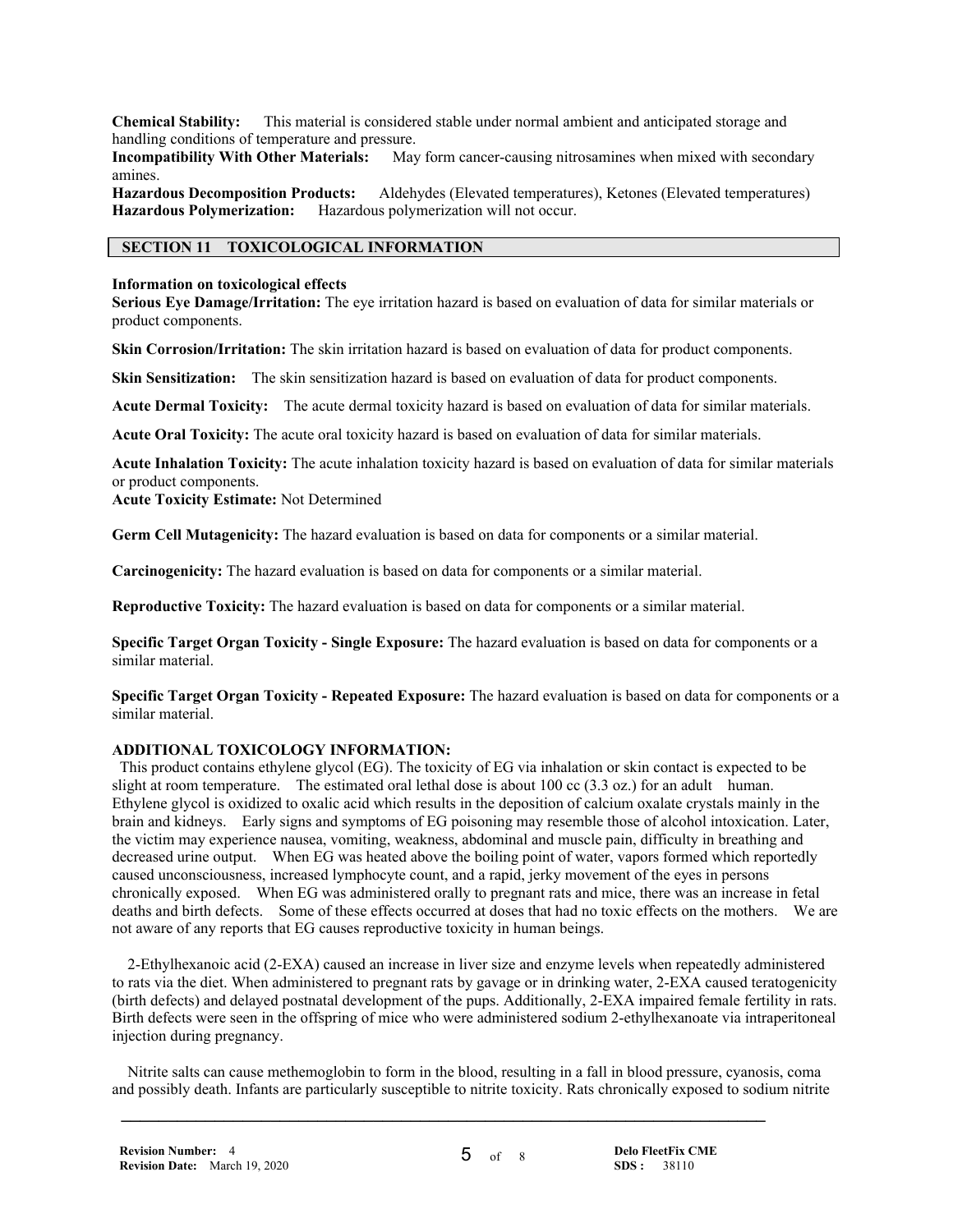**Chemical Stability:** This material is considered stable under normal ambient and anticipated storage and handling conditions of temperature and pressure.
**Incompatibility With Other Materials:** May form cancer-causing nitrosamines when mixed with secondary amines.
**Hazardous Decomposition Products:** Aldehydes (Elevated temperatures), Ketones (Elevated temperatures)
**Hazardous Polymerization:** Hazardous polymerization will not occur.

## SECTION 11 TOXICOLOGICAL INFORMATION

**Information on toxicological effects**
**Serious Eye Damage/Irritation:** The eye irritation hazard is based on evaluation of data for similar materials or product components.

**Skin Corrosion/Irritation:** The skin irritation hazard is based on evaluation of data for product components.

**Skin Sensitization:** The skin sensitization hazard is based on evaluation of data for product components.

**Acute Dermal Toxicity:** The acute dermal toxicity hazard is based on evaluation of data for similar materials.

**Acute Oral Toxicity:** The acute oral toxicity hazard is based on evaluation of data for similar materials.

**Acute Inhalation Toxicity:** The acute inhalation toxicity hazard is based on evaluation of data for similar materials or product components.
**Acute Toxicity Estimate:** Not Determined

**Germ Cell Mutagenicity:** The hazard evaluation is based on data for components or a similar material.

**Carcinogenicity:** The hazard evaluation is based on data for components or a similar material.

**Reproductive Toxicity:** The hazard evaluation is based on data for components or a similar material.

**Specific Target Organ Toxicity - Single Exposure:** The hazard evaluation is based on data for components or a similar material.

**Specific Target Organ Toxicity - Repeated Exposure:** The hazard evaluation is based on data for components or a similar material.

**ADDITIONAL TOXICOLOGY INFORMATION:**
This product contains ethylene glycol (EG). The toxicity of EG via inhalation or skin contact is expected to be slight at room temperature. The estimated oral lethal dose is about 100 cc (3.3 oz.) for an adult human. Ethylene glycol is oxidized to oxalic acid which results in the deposition of calcium oxalate crystals mainly in the brain and kidneys. Early signs and symptoms of EG poisoning may resemble those of alcohol intoxication. Later, the victim may experience nausea, vomiting, weakness, abdominal and muscle pain, difficulty in breathing and decreased urine output. When EG was heated above the boiling point of water, vapors formed which reportedly caused unconsciousness, increased lymphocyte count, and a rapid, jerky movement of the eyes in persons chronically exposed. When EG was administered orally to pregnant rats and mice, there was an increase in fetal deaths and birth defects. Some of these effects occurred at doses that had no toxic effects on the mothers. We are not aware of any reports that EG causes reproductive toxicity in human beings.

2-Ethylhexanoic acid (2-EXA) caused an increase in liver size and enzyme levels when repeatedly administered to rats via the diet. When administered to pregnant rats by gavage or in drinking water, 2-EXA caused teratogenicity (birth defects) and delayed postnatal development of the pups. Additionally, 2-EXA impaired female fertility in rats. Birth defects were seen in the offspring of mice who were administered sodium 2-ethylhexanoate via intraperitoneal injection during pregnancy.

Nitrite salts can cause methemoglobin to form in the blood, resulting in a fall in blood pressure, cyanosis, coma and possibly death. Infants are particularly susceptible to nitrite toxicity. Rats chronically exposed to sodium nitrite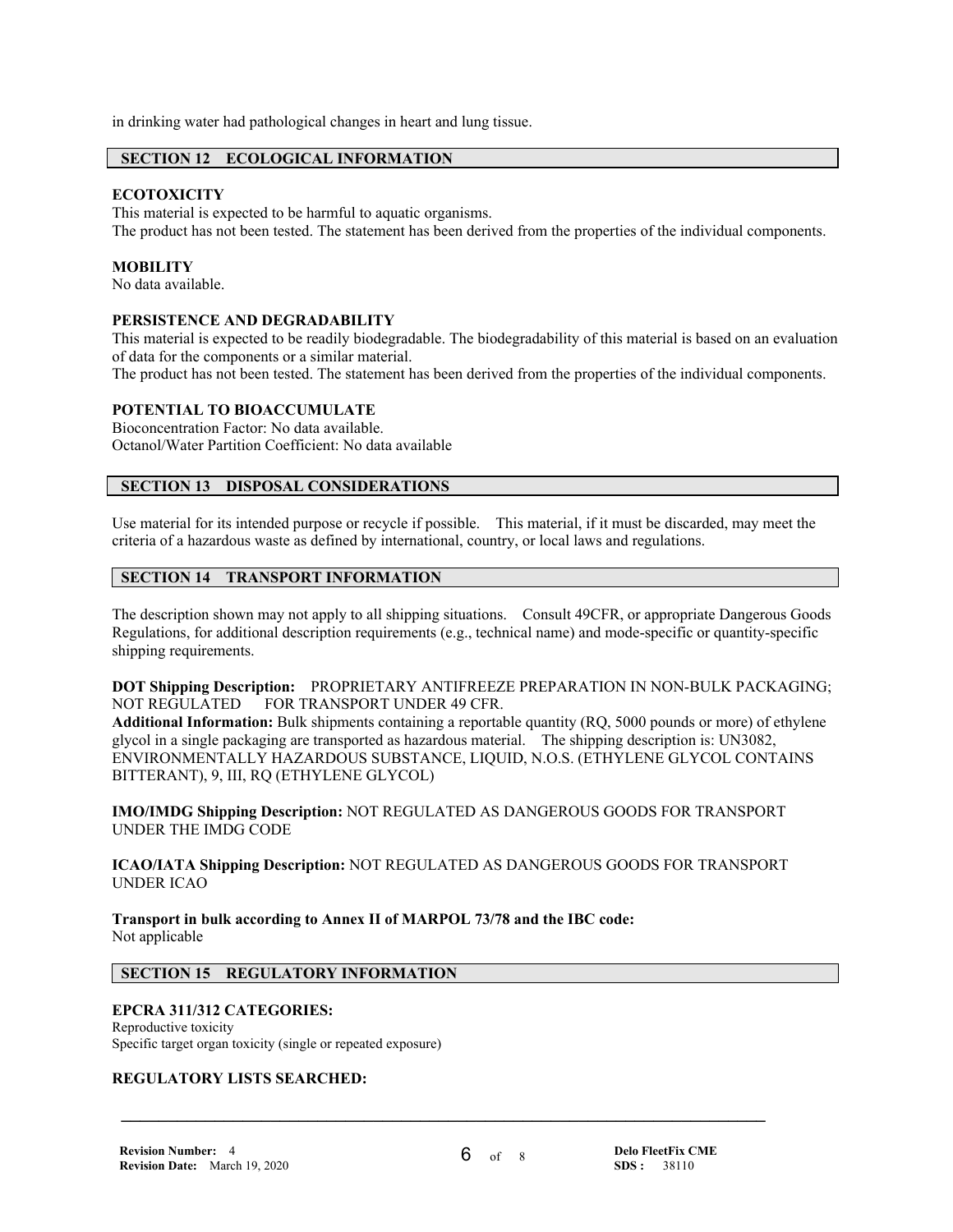in drinking water had pathological changes in heart and lung tissue.

## SECTION 12 ECOLOGICAL INFORMATION

**ECOTOXICITY**

This material is expected to be harmful to aquatic organisms.
The product has not been tested. The statement has been derived from the properties of the individual components.

**MOBILITY**

No data available.

**PERSISTENCE AND DEGRADABILITY**

This material is expected to be readily biodegradable. The biodegradability of this material is based on an evaluation of data for the components or a similar material.
The product has not been tested. The statement has been derived from the properties of the individual components.

**POTENTIAL TO BIOACCUMULATE**

Bioconcentration Factor: No data available.
Octanol/Water Partition Coefficient: No data available

## SECTION 13 DISPOSAL CONSIDERATIONS

Use material for its intended purpose or recycle if possible. This material, if it must be discarded, may meet the criteria of a hazardous waste as defined by international, country, or local laws and regulations.

## SECTION 14 TRANSPORT INFORMATION

The description shown may not apply to all shipping situations. Consult 49CFR, or appropriate Dangerous Goods Regulations, for additional description requirements (e.g., technical name) and mode-specific or quantity-specific shipping requirements.

**DOT Shipping Description:** PROPRIETARY ANTIFREEZE PREPARATION IN NON-BULK PACKAGING; NOT REGULATED FOR TRANSPORT UNDER 49 CFR.
**Additional Information:** Bulk shipments containing a reportable quantity (RQ, 5000 pounds or more) of ethylene glycol in a single packaging are transported as hazardous material. The shipping description is: UN3082, ENVIRONMENTALLY HAZARDOUS SUBSTANCE, LIQUID, N.O.S. (ETHYLENE GLYCOL CONTAINS BITTERANT), 9, III, RQ (ETHYLENE GLYCOL)

**IMO/IMDG Shipping Description:** NOT REGULATED AS DANGEROUS GOODS FOR TRANSPORT UNDER THE IMDG CODE

**ICAO/IATA Shipping Description:** NOT REGULATED AS DANGEROUS GOODS FOR TRANSPORT UNDER ICAO

**Transport in bulk according to Annex II of MARPOL 73/78 and the IBC code:**
Not applicable

## SECTION 15 REGULATORY INFORMATION

**EPCRA 311/312 CATEGORIES:**

Reproductive toxicity
Specific target organ toxicity (single or repeated exposure)

**REGULATORY LISTS SEARCHED:**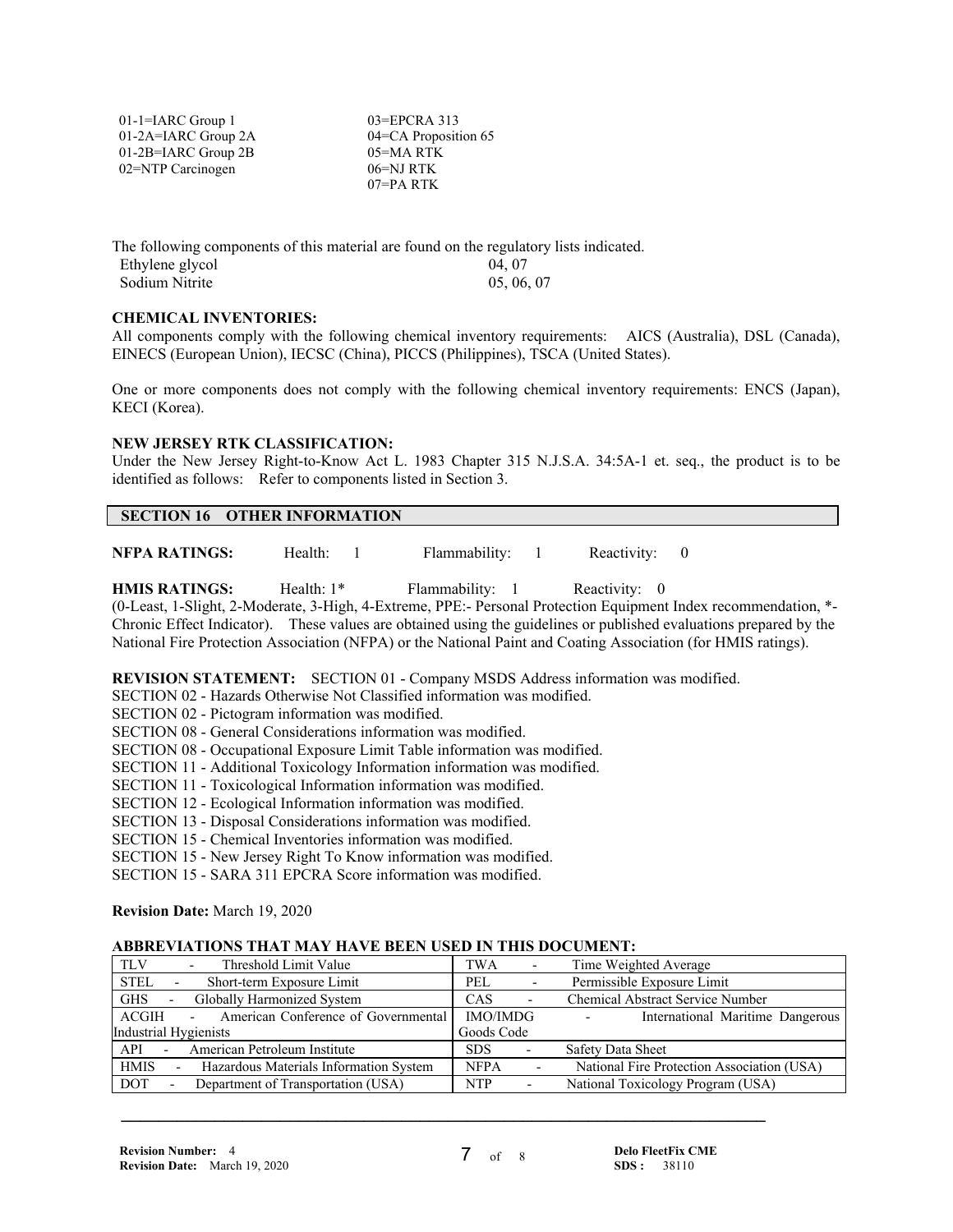| | |
|---|---|
| 01-1=IARC Group 1 | 03=EPCRA 313 |
| 01-2A=IARC Group 2A | 04=CA Proposition 65 |
| 01-2B=IARC Group 2B | 05=MA RTK |
| 02=NTP Carcinogen | 06=NJ RTK |
| | 07=PA RTK |

The following components of this material are found on the regulatory lists indicated.

| | |
|---|---|
| Ethylene glycol | 04, 07 |
| Sodium Nitrite | 05, 06, 07 |

**CHEMICAL INVENTORIES:**
All components comply with the following chemical inventory requirements: AICS (Australia), DSL (Canada), EINECS (European Union), IECSC (China), PICCS (Philippines), TSCA (United States).

One or more components does not comply with the following chemical inventory requirements: ENCS (Japan), KECI (Korea).

**NEW JERSEY RTK CLASSIFICATION:**
Under the New Jersey Right-to-Know Act L. 1983 Chapter 315 N.J.S.A. 34:5A-1 et. seq., the product is to be identified as follows: Refer to components listed in Section 3.

## SECTION 16 OTHER INFORMATION

**NFPA RATINGS:** Health: 1 Flammability: 1 Reactivity: 0

**HMIS RATINGS:** Health: 1* Flammability: 1 Reactivity: 0
(0-Least, 1-Slight, 2-Moderate, 3-High, 4-Extreme, PPE:- Personal Protection Equipment Index recommendation, *- Chronic Effect Indicator). These values are obtained using the guidelines or published evaluations prepared by the National Fire Protection Association (NFPA) or the National Paint and Coating Association (for HMIS ratings).

**REVISION STATEMENT:** SECTION 01 - Company MSDS Address information was modified.
SECTION 02 - Hazards Otherwise Not Classified information was modified.
SECTION 02 - Pictogram information was modified.
SECTION 08 - General Considerations information was modified.
SECTION 08 - Occupational Exposure Limit Table information was modified.
SECTION 11 - Additional Toxicology Information information was modified.
SECTION 11 - Toxicological Information information was modified.
SECTION 12 - Ecological Information information was modified.
SECTION 13 - Disposal Considerations information was modified.
SECTION 15 - Chemical Inventories information was modified.
SECTION 15 - New Jersey Right To Know information was modified.
SECTION 15 - SARA 311 EPCRA Score information was modified.

**Revision Date:** March 19, 2020

**ABBREVIATIONS THAT MAY HAVE BEEN USED IN THIS DOCUMENT:**

| | |
|---|---|
| TLV - Threshold Limit Value | TWA - Time Weighted Average |
| STEL - Short-term Exposure Limit | PEL - Permissible Exposure Limit |
| GHS - Globally Harmonized System | CAS - Chemical Abstract Service Number |
| ACGIH - American Conference of Governmental Industrial Hygienists | IMO/IMDG - International Maritime Dangerous Goods Code |
| API - American Petroleum Institute | SDS - Safety Data Sheet |
| HMIS - Hazardous Materials Information System | NFPA - National Fire Protection Association (USA) |
| DOT - Department of Transportation (USA) | NTP - National Toxicology Program (USA) |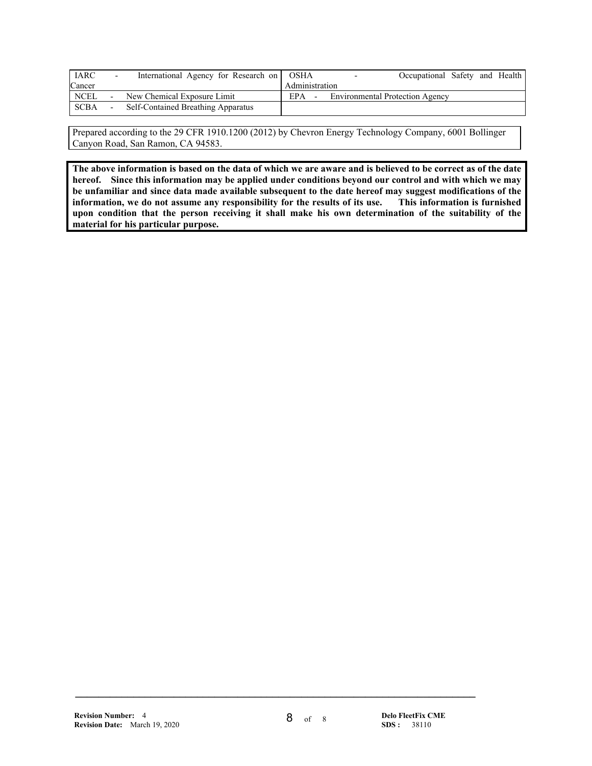| | |
|---|---|
| IARC - International Agency for Research on Cancer | OSHA - Occupational Safety and Health Administration |
| NCEL - New Chemical Exposure Limit | EPA - Environmental Protection Agency |
| SCBA - Self-Contained Breathing Apparatus | |

Prepared according to the 29 CFR 1910.1200 (2012) by Chevron Energy Technology Company, 6001 Bollinger Canyon Road, San Ramon, CA 94583.

**The above information is based on the data of which we are aware and is believed to be correct as of the date hereof. Since this information may be applied under conditions beyond our control and with which we may be unfamiliar and since data made available subsequent to the date hereof may suggest modifications of the information, we do not assume any responsibility for the results of its use. This information is furnished upon condition that the person receiving it shall make his own determination of the suitability of the material for his particular purpose.**